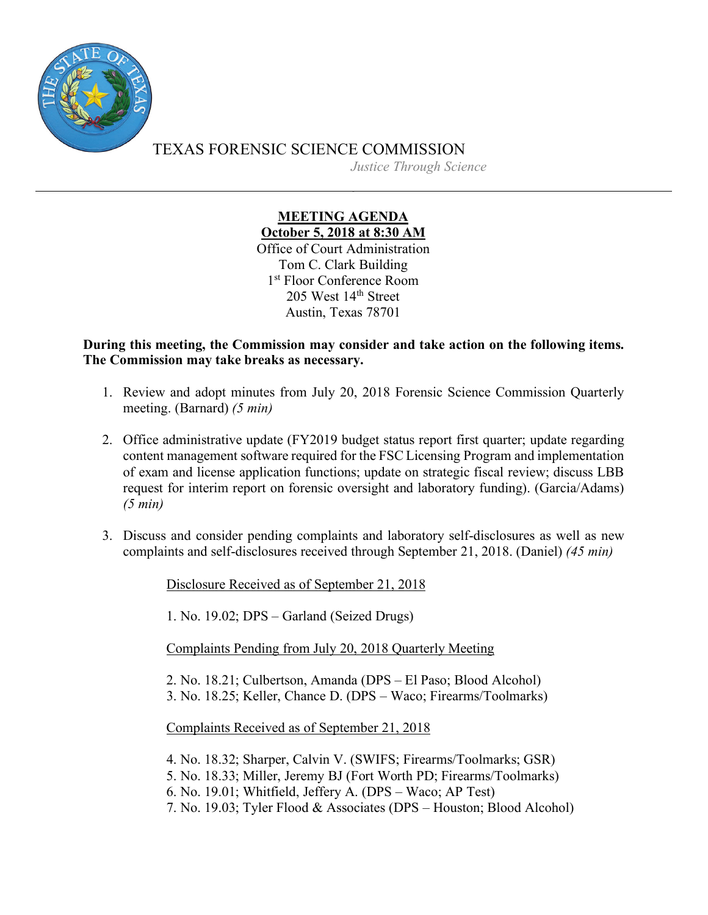TEXAS FORENSIC SCIENCE COMMISSION

*Justice Through Science*

---

**MEETING AGENDA**
**October 5, 2018 at 8:30 AM**

Office of Court Administration
Tom C. Clark Building
1st Floor Conference Room
205 West 14th Street
Austin, Texas 78701

**During this meeting, the Commission may consider and take action on the following items. The Commission may take breaks as necessary.**

1. Review and adopt minutes from July 20, 2018 Forensic Science Commission Quarterly meeting. (Barnard) *(5 min)*

2. Office administrative update (FY2019 budget status report first quarter; update regarding content management software required for the FSC Licensing Program and implementation of exam and license application functions; update on strategic fiscal review; discuss LBB request for interim report on forensic oversight and laboratory funding). (Garcia/Adams) *(5 min)*

3. Discuss and consider pending complaints and laboratory self-disclosures as well as new complaints and self-disclosures received through September 21, 2018. (Daniel) *(45 min)*

   Disclosure Received as of September 21, 2018

   1. No. 19.02; DPS – Garland (Seized Drugs)

   Complaints Pending from July 20, 2018 Quarterly Meeting

   2. No. 18.21; Culbertson, Amanda (DPS – El Paso; Blood Alcohol)
   3. No. 18.25; Keller, Chance D. (DPS – Waco; Firearms/Toolmarks)

   Complaints Received as of September 21, 2018

   4. No. 18.32; Sharper, Calvin V. (SWIFS; Firearms/Toolmarks; GSR)
   5. No. 18.33; Miller, Jeremy BJ (Fort Worth PD; Firearms/Toolmarks)
   6. No. 19.01; Whitfield, Jeffery A. (DPS – Waco; AP Test)
   7. No. 19.03; Tyler Flood & Associates (DPS – Houston; Blood Alcohol)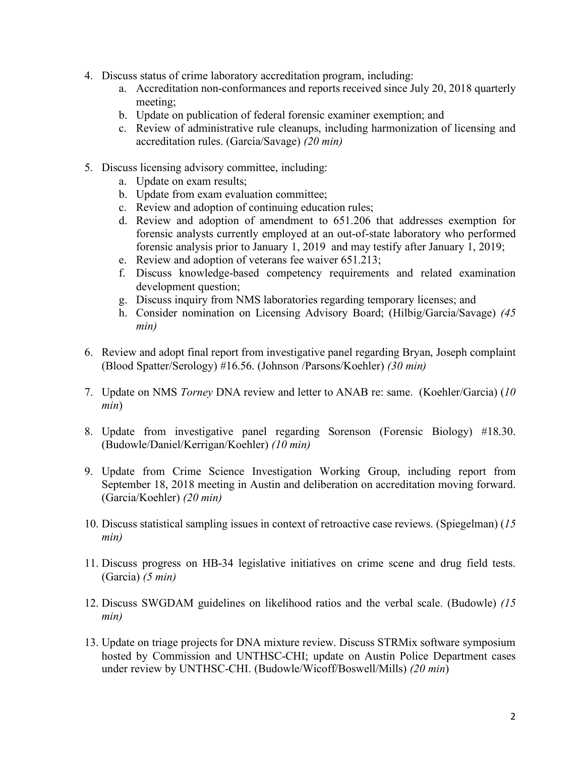4. Discuss status of crime laboratory accreditation program, including:
   a. Accreditation non-conformances and reports received since July 20, 2018 quarterly meeting;
   b. Update on publication of federal forensic examiner exemption; and
   c. Review of administrative rule cleanups, including harmonization of licensing and accreditation rules. (Garcia/Savage) *(20 min)*

5. Discuss licensing advisory committee, including:
   a. Update on exam results;
   b. Update from exam evaluation committee;
   c. Review and adoption of continuing education rules;
   d. Review and adoption of amendment to 651.206 that addresses exemption for forensic analysts currently employed at an out-of-state laboratory who performed forensic analysis prior to January 1, 2019 and may testify after January 1, 2019;
   e. Review and adoption of veterans fee waiver 651.213;
   f. Discuss knowledge-based competency requirements and related examination development question;
   g. Discuss inquiry from NMS laboratories regarding temporary licenses; and
   h. Consider nomination on Licensing Advisory Board; (Hilbig/Garcia/Savage) *(45 min)*

6. Review and adopt final report from investigative panel regarding Bryan, Joseph complaint (Blood Spatter/Serology) #16.56. (Johnson /Parsons/Koehler) *(30 min)*

7. Update on NMS *Torney* DNA review and letter to ANAB re: same. (Koehler/Garcia) (*10 min*)

8. Update from investigative panel regarding Sorenson (Forensic Biology) #18.30. (Budowle/Daniel/Kerrigan/Koehler) *(10 min)*

9. Update from Crime Science Investigation Working Group, including report from September 18, 2018 meeting in Austin and deliberation on accreditation moving forward. (Garcia/Koehler) *(20 min)*

10. Discuss statistical sampling issues in context of retroactive case reviews. (Spiegelman) (*15 min)*

11. Discuss progress on HB-34 legislative initiatives on crime scene and drug field tests. (Garcia) *(5 min)*

12. Discuss SWGDAM guidelines on likelihood ratios and the verbal scale. (Budowle) *(15 min)*

13. Update on triage projects for DNA mixture review. Discuss STRMix software symposium hosted by Commission and UNTHSC-CHI; update on Austin Police Department cases under review by UNTHSC-CHI. (Budowle/Wicoff/Boswell/Mills) *(20 min*)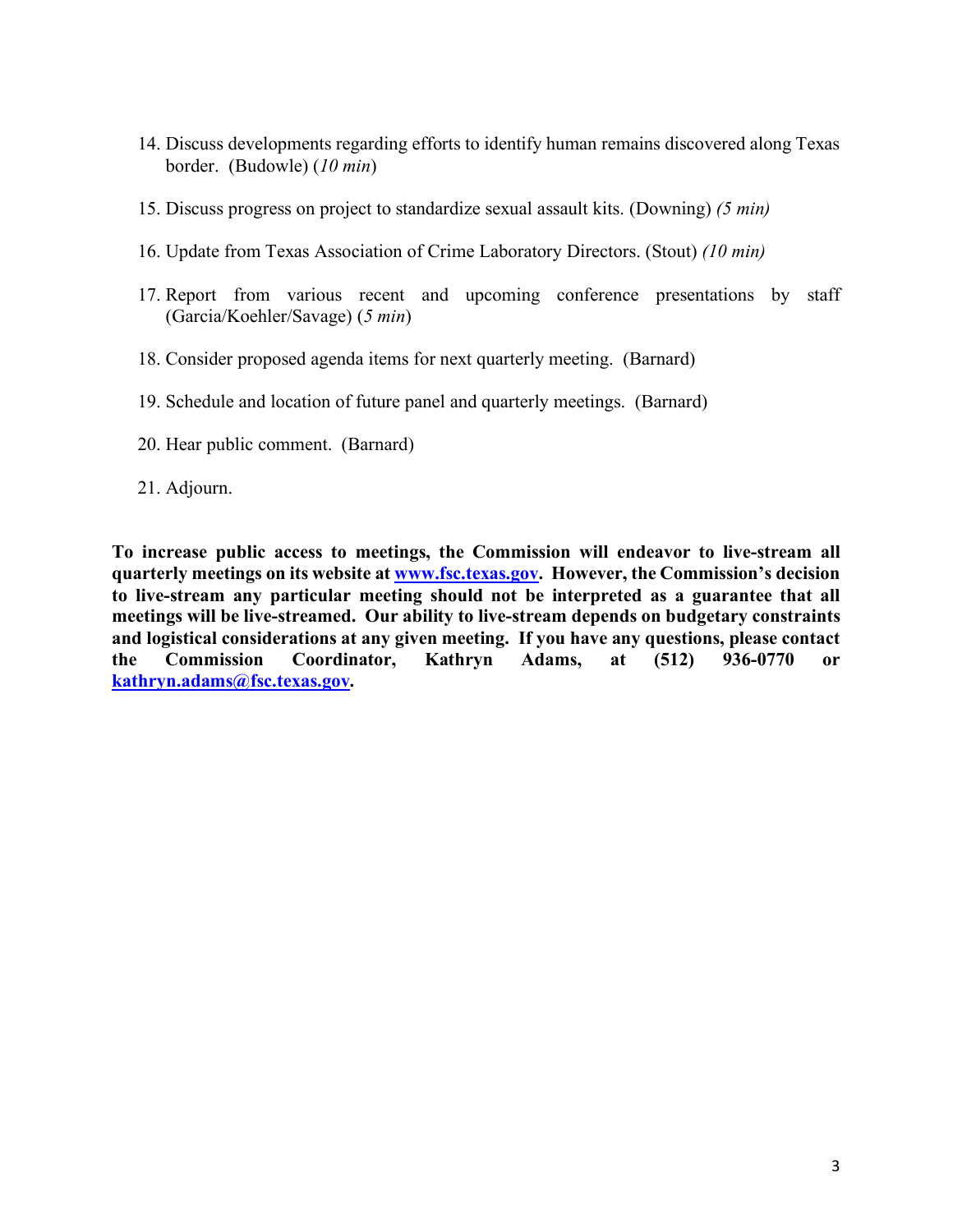14. Discuss developments regarding efforts to identify human remains discovered along Texas border. (Budowle) (*10 min*)

15. Discuss progress on project to standardize sexual assault kits. (Downing) *(5 min)*

16. Update from Texas Association of Crime Laboratory Directors. (Stout) *(10 min)*

17. Report from various recent and upcoming conference presentations by staff (Garcia/Koehler/Savage) (*5 min*)

18. Consider proposed agenda items for next quarterly meeting. (Barnard)

19. Schedule and location of future panel and quarterly meetings. (Barnard)

20. Hear public comment. (Barnard)

21. Adjourn.

**To increase public access to meetings, the Commission will endeavor to live-stream all quarterly meetings on its website at [www.fsc.texas.gov](www.fsc.texas.gov). However, the Commission's decision to live-stream any particular meeting should not be interpreted as a guarantee that all meetings will be live-streamed. Our ability to live-stream depends on budgetary constraints and logistical considerations at any given meeting. If you have any questions, please contact the Commission Coordinator, Kathryn Adams, at (512) 936-0770 or [kathryn.adams@fsc.texas.gov](mailto:kathryn.adams@fsc.texas.gov).**